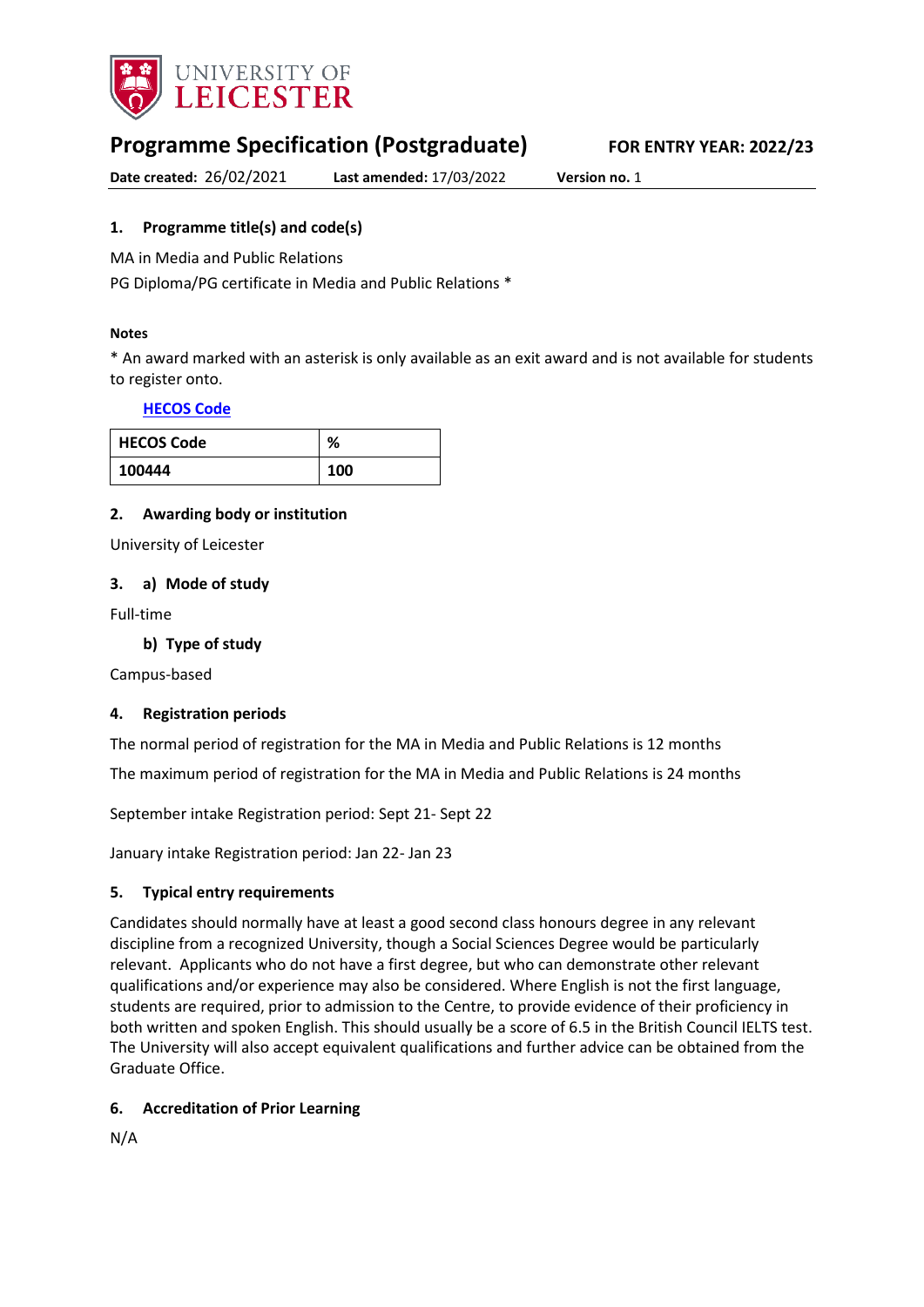UNIVERSITY OF LEICESTER

# Programme Specification (Postgraduate)

**FOR ENTRY YEAR: 2022/23**

**Date created:** 26/02/2021 **Last amended:** 17/03/2022 **Version no.** 1

## 1. Programme title(s) and code(s)

MA in Media and Public Relations

PG Diploma/PG certificate in Media and Public Relations *

**Notes**

* An award marked with an asterisk is only available as an exit award and is not available for students to register onto.

**HECOS Code**

| HECOS Code | % |
|---|---|
| 100444 | 100 |

## 2. Awarding body or institution

University of Leicester

## 3. a) Mode of study

Full-time

### b) Type of study

Campus-based

## 4. Registration periods

The normal period of registration for the MA in Media and Public Relations is 12 months

The maximum period of registration for the MA in Media and Public Relations is 24 months

September intake Registration period: Sept 21- Sept 22

January intake Registration period: Jan 22- Jan 23

## 5. Typical entry requirements

Candidates should normally have at least a good second class honours degree in any relevant discipline from a recognized University, though a Social Sciences Degree would be particularly relevant. Applicants who do not have a first degree, but who can demonstrate other relevant qualifications and/or experience may also be considered. Where English is not the first language, students are required, prior to admission to the Centre, to provide evidence of their proficiency in both written and spoken English. This should usually be a score of 6.5 in the British Council IELTS test. The University will also accept equivalent qualifications and further advice can be obtained from the Graduate Office.

## 6. Accreditation of Prior Learning

N/A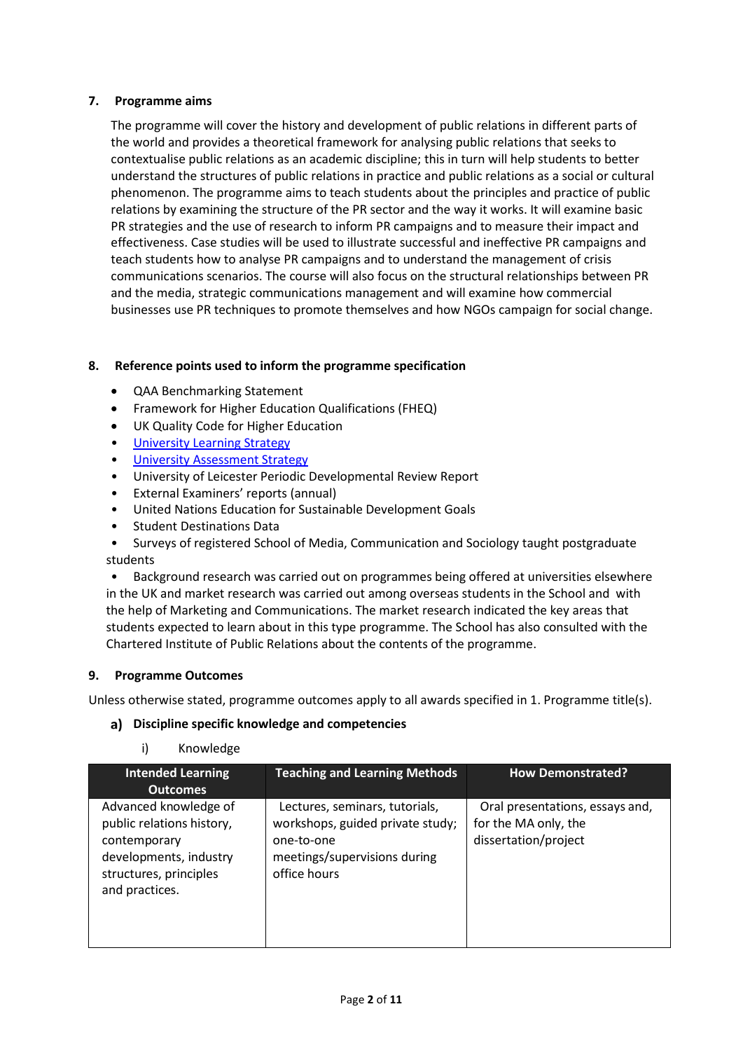## 7. Programme aims

The programme will cover the history and development of public relations in different parts of the world and provides a theoretical framework for analysing public relations that seeks to contextualise public relations as an academic discipline; this in turn will help students to better understand the structures of public relations in practice and public relations as a social or cultural phenomenon. The programme aims to teach students about the principles and practice of public relations by examining the structure of the PR sector and the way it works. It will examine basic PR strategies and the use of research to inform PR campaigns and to measure their impact and effectiveness. Case studies will be used to illustrate successful and ineffective PR campaigns and teach students how to analyse PR campaigns and to understand the management of crisis communications scenarios. The course will also focus on the structural relationships between PR and the media, strategic communications management and will examine how commercial businesses use PR techniques to promote themselves and how NGOs campaign for social change.

## 8. Reference points used to inform the programme specification

- QAA Benchmarking Statement
- Framework for Higher Education Qualifications (FHEQ)
- UK Quality Code for Higher Education
- University Learning Strategy
- University Assessment Strategy
- University of Leicester Periodic Developmental Review Report
- External Examiners' reports (annual)
- United Nations Education for Sustainable Development Goals
- Student Destinations Data
- Surveys of registered School of Media, Communication and Sociology taught postgraduate students
- Background research was carried out on programmes being offered at universities elsewhere in the UK and market research was carried out among overseas students in the School and with the help of Marketing and Communications. The market research indicated the key areas that students expected to learn about in this type programme. The School has also consulted with the Chartered Institute of Public Relations about the contents of the programme.

## 9. Programme Outcomes

Unless otherwise stated, programme outcomes apply to all awards specified in 1. Programme title(s).

### a) Discipline specific knowledge and competencies

i) Knowledge

| Intended Learning Outcomes | Teaching and Learning Methods | How Demonstrated? |
|---|---|---|
| Advanced knowledge of public relations history, contemporary developments, industry structures, principles and practices. | Lectures, seminars, tutorials, workshops, guided private study; one-to-one meetings/supervisions during office hours | Oral presentations, essays and, for the MA only, the dissertation/project |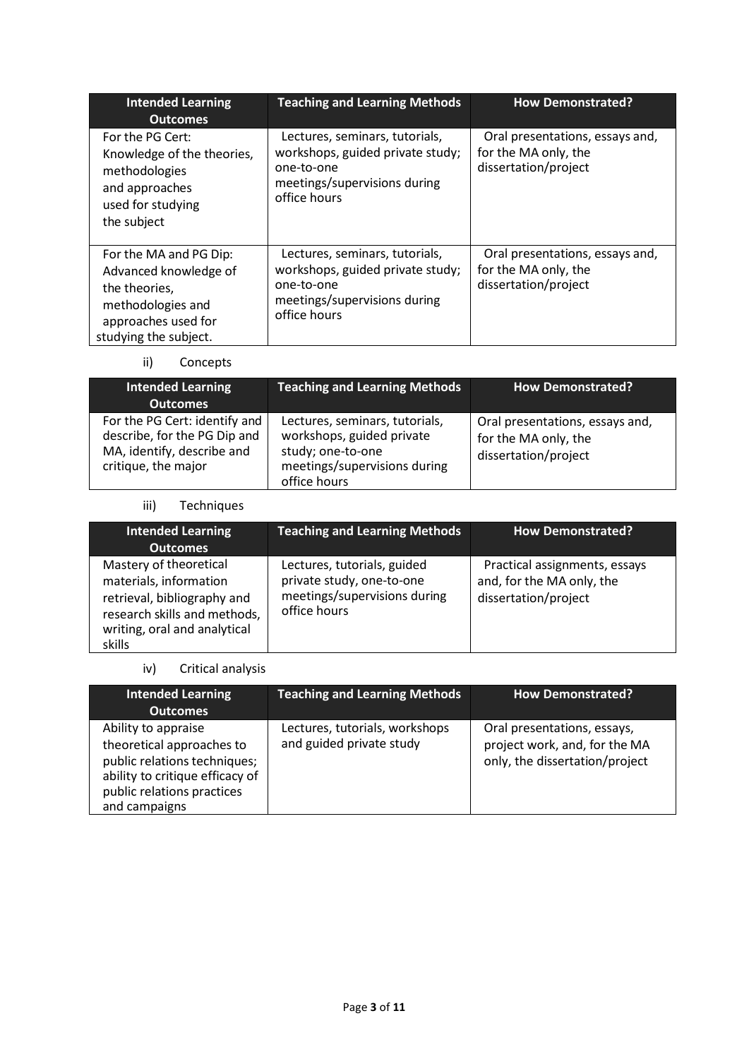| Intended Learning Outcomes | Teaching and Learning Methods | How Demonstrated? |
|---|---|---|
| For the PG Cert: Knowledge of the theories, methodologies and approaches used for studying the subject | Lectures, seminars, tutorials, workshops, guided private study; one-to-one meetings/supervisions during office hours | Oral presentations, essays and, for the MA only, the dissertation/project |
| For the MA and PG Dip: Advanced knowledge of the theories, methodologies and approaches used for studying the subject. | Lectures, seminars, tutorials, workshops, guided private study; one-to-one meetings/supervisions during office hours | Oral presentations, essays and, for the MA only, the dissertation/project |

ii) Concepts

| Intended Learning Outcomes | Teaching and Learning Methods | How Demonstrated? |
|---|---|---|
| For the PG Cert: identify and describe, for the PG Dip and MA, identify, describe and critique, the major | Lectures, seminars, tutorials, workshops, guided private study; one-to-one meetings/supervisions during office hours | Oral presentations, essays and, for the MA only, the dissertation/project |

iii) Techniques

| Intended Learning Outcomes | Teaching and Learning Methods | How Demonstrated? |
|---|---|---|
| Mastery of theoretical materials, information retrieval, bibliography and research skills and methods, writing, oral and analytical skills | Lectures, tutorials, guided private study, one-to-one meetings/supervisions during office hours | Practical assignments, essays and, for the MA only, the dissertation/project |

iv) Critical analysis

| Intended Learning Outcomes | Teaching and Learning Methods | How Demonstrated? |
|---|---|---|
| Ability to appraise theoretical approaches to public relations techniques; ability to critique efficacy of public relations practices and campaigns | Lectures, tutorials, workshops and guided private study | Oral presentations, essays, project work, and, for the MA only, the dissertation/project |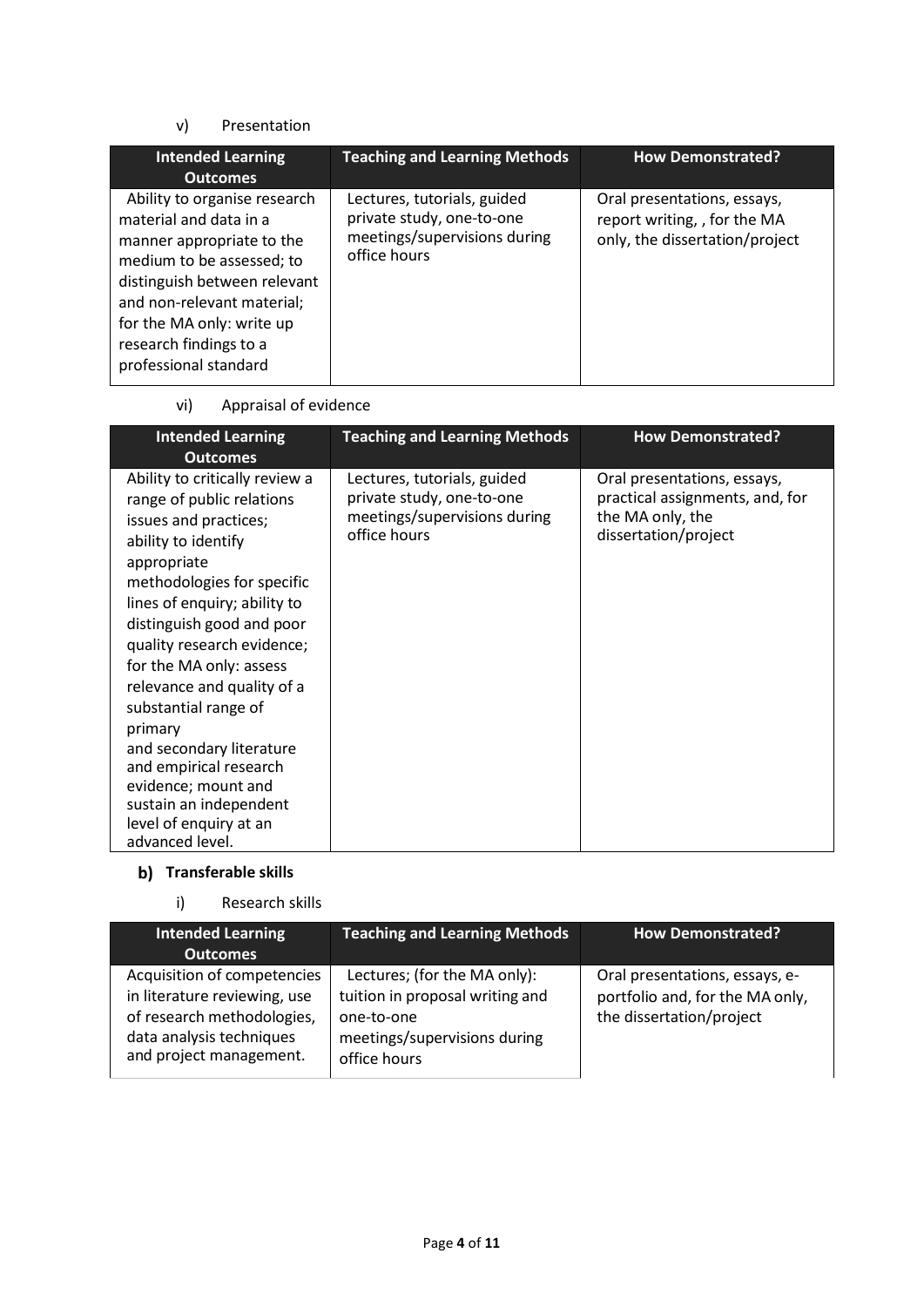v) Presentation

| Intended Learning Outcomes | Teaching and Learning Methods | How Demonstrated? |
| --- | --- | --- |
| Ability to organise research material and data in a manner appropriate to the medium to be assessed; to distinguish between relevant and non-relevant material; for the MA only: write up research findings to a professional standard | Lectures, tutorials, guided private study, one-to-one meetings/supervisions during office hours | Oral presentations, essays, report writing, , for the MA only, the dissertation/project |

vi) Appraisal of evidence

| Intended Learning Outcomes | Teaching and Learning Methods | How Demonstrated? |
| --- | --- | --- |
| Ability to critically review a range of public relations issues and practices; ability to identify appropriate methodologies for specific lines of enquiry; ability to distinguish good and poor quality research evidence; for the MA only: assess relevance and quality of a substantial range of primary and secondary literature and empirical research evidence; mount and sustain an independent level of enquiry at an advanced level. | Lectures, tutorials, guided private study, one-to-one meetings/supervisions during office hours | Oral presentations, essays, practical assignments, and, for the MA only, the dissertation/project |

## b) Transferable skills

i) Research skills

| Intended Learning Outcomes | Teaching and Learning Methods | How Demonstrated? |
| --- | --- | --- |
| Acquisition of competencies in literature reviewing, use of research methodologies, data analysis techniques and project management. | Lectures; (for the MA only): tuition in proposal writing and one-to-one meetings/supervisions during office hours | Oral presentations, essays, e-portfolio and, for the MA only, the dissertation/project |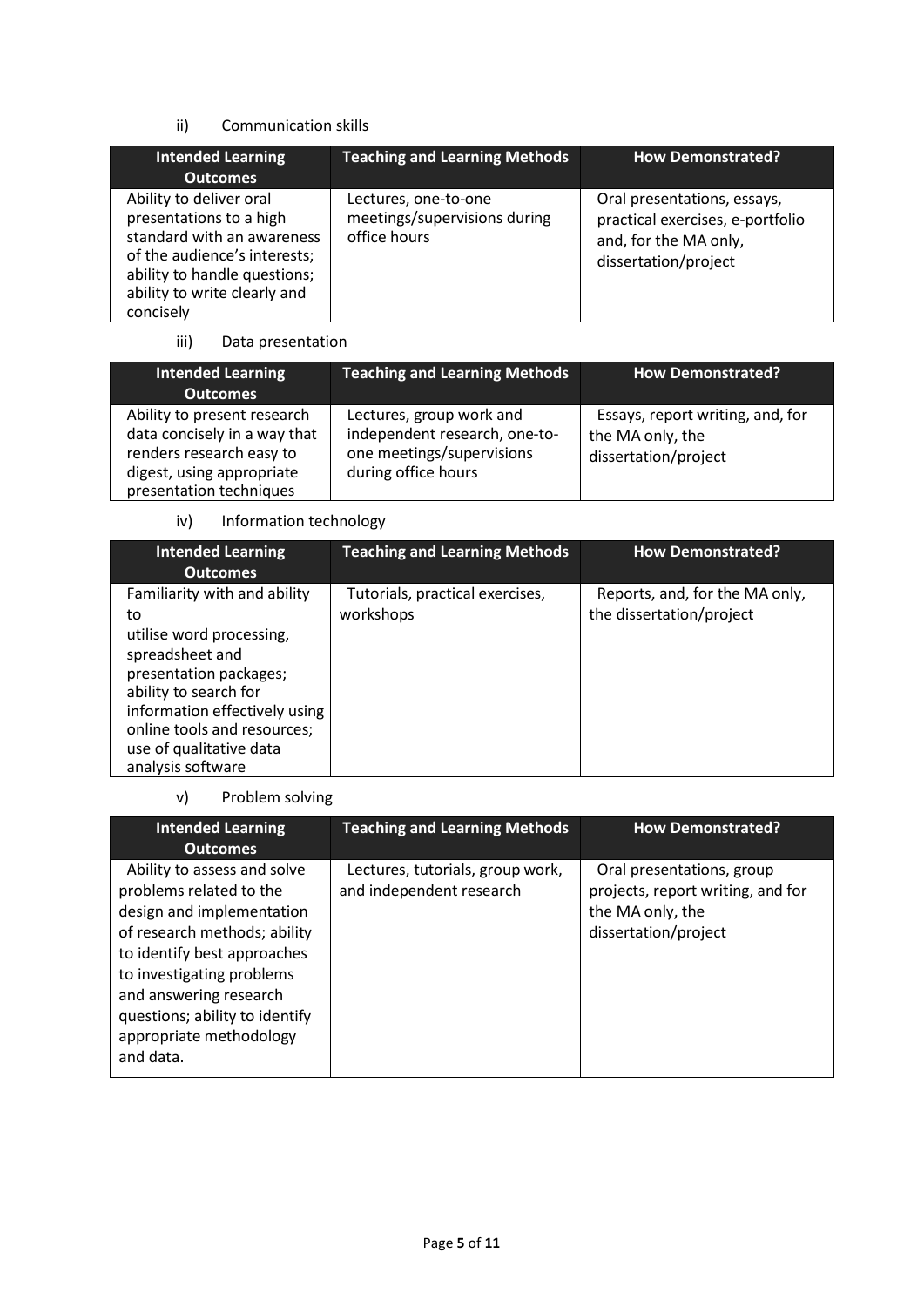ii) Communication skills

| Intended Learning Outcomes | Teaching and Learning Methods | How Demonstrated? |
|---|---|---|
| Ability to deliver oral presentations to a high standard with an awareness of the audience's interests; ability to handle questions; ability to write clearly and concisely | Lectures, one-to-one meetings/supervisions during office hours | Oral presentations, essays, practical exercises, e-portfolio and, for the MA only, dissertation/project |

iii) Data presentation

| Intended Learning Outcomes | Teaching and Learning Methods | How Demonstrated? |
|---|---|---|
| Ability to present research data concisely in a way that renders research easy to digest, using appropriate presentation techniques | Lectures, group work and independent research, one-to-one meetings/supervisions during office hours | Essays, report writing, and, for the MA only, the dissertation/project |

iv) Information technology

| Intended Learning Outcomes | Teaching and Learning Methods | How Demonstrated? |
|---|---|---|
| Familiarity with and ability to utilise word processing, spreadsheet and presentation packages; ability to search for information effectively using online tools and resources; use of qualitative data analysis software | Tutorials, practical exercises, workshops | Reports, and, for the MA only, the dissertation/project |

v) Problem solving

| Intended Learning Outcomes | Teaching and Learning Methods | How Demonstrated? |
|---|---|---|
| Ability to assess and solve problems related to the design and implementation of research methods; ability to identify best approaches to investigating problems and answering research questions; ability to identify appropriate methodology and data. | Lectures, tutorials, group work, and independent research | Oral presentations, group projects, report writing, and for the MA only, the dissertation/project |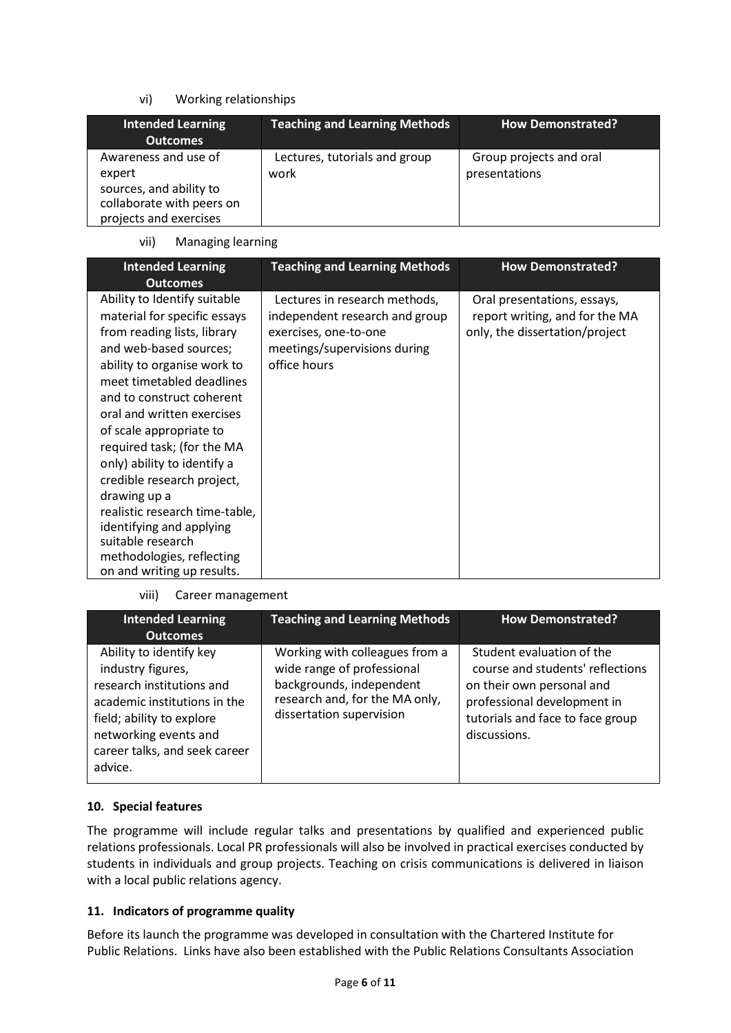vi) Working relationships

| Intended Learning Outcomes | Teaching and Learning Methods | How Demonstrated? |
|---|---|---|
| Awareness and use of expert sources, and ability to collaborate with peers on projects and exercises | Lectures, tutorials and group work | Group projects and oral presentations |

vii) Managing learning

| Intended Learning Outcomes | Teaching and Learning Methods | How Demonstrated? |
|---|---|---|
| Ability to Identify suitable material for specific essays from reading lists, library and web-based sources; ability to organise work to meet timetabled deadlines and to construct coherent oral and written exercises of scale appropriate to required task; (for the MA only) ability to identify a credible research project, drawing up a realistic research time-table, identifying and applying suitable research methodologies, reflecting on and writing up results. | Lectures in research methods, independent research and group exercises, one-to-one meetings/supervisions during office hours | Oral presentations, essays, report writing, and for the MA only, the dissertation/project |

viii) Career management

| Intended Learning Outcomes | Teaching and Learning Methods | How Demonstrated? |
|---|---|---|
| Ability to identify key industry figures, research institutions and academic institutions in the field; ability to explore networking events and career talks, and seek career advice. | Working with colleagues from a wide range of professional backgrounds, independent research and, for the MA only, dissertation supervision | Student evaluation of the course and students' reflections on their own personal and professional development in tutorials and face to face group discussions. |

### 10. Special features

The programme will include regular talks and presentations by qualified and experienced public relations professionals. Local PR professionals will also be involved in practical exercises conducted by students in individuals and group projects. Teaching on crisis communications is delivered in liaison with a local public relations agency.

### 11. Indicators of programme quality

Before its launch the programme was developed in consultation with the Chartered Institute for Public Relations. Links have also been established with the Public Relations Consultants Association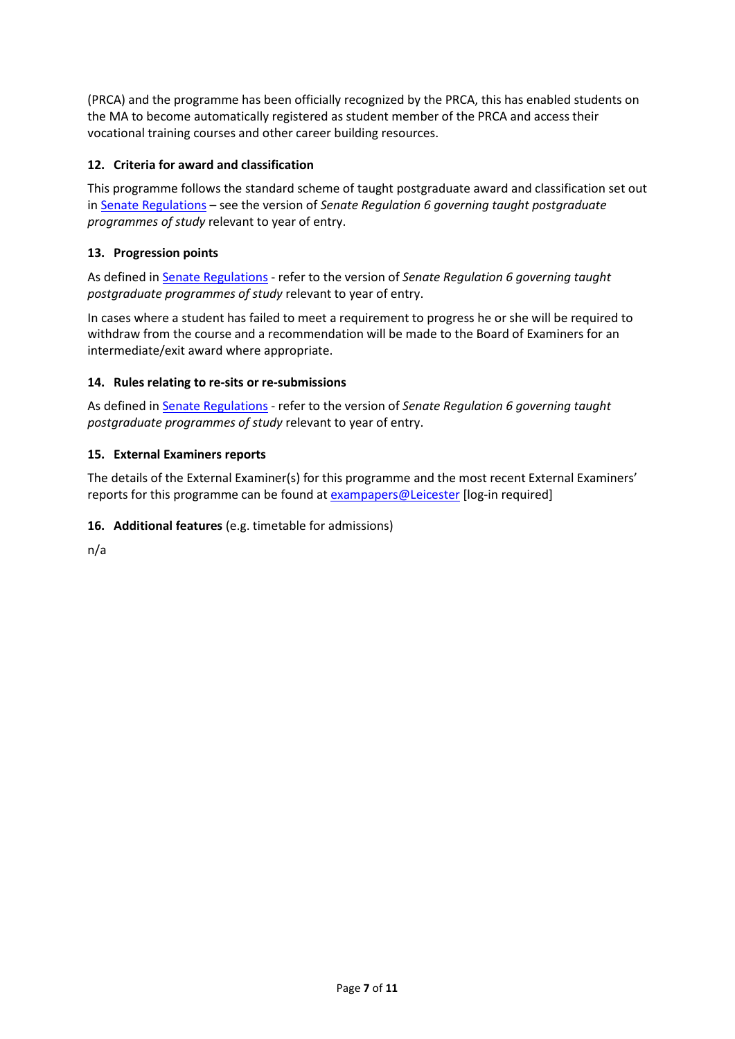(PRCA) and the programme has been officially recognized by the PRCA, this has enabled students on the MA to become automatically registered as student member of the PRCA and access their vocational training courses and other career building resources.

### 12. Criteria for award and classification

This programme follows the standard scheme of taught postgraduate award and classification set out in Senate Regulations – see the version of *Senate Regulation 6 governing taught postgraduate programmes of study* relevant to year of entry.

### 13. Progression points

As defined in Senate Regulations - refer to the version of *Senate Regulation 6 governing taught postgraduate programmes of study* relevant to year of entry.

In cases where a student has failed to meet a requirement to progress he or she will be required to withdraw from the course and a recommendation will be made to the Board of Examiners for an intermediate/exit award where appropriate.

### 14. Rules relating to re-sits or re-submissions

As defined in Senate Regulations - refer to the version of *Senate Regulation 6 governing taught postgraduate programmes of study* relevant to year of entry.

### 15. External Examiners reports

The details of the External Examiner(s) for this programme and the most recent External Examiners' reports for this programme can be found at exampapers@Leicester [log-in required]

### 16. Additional features (e.g. timetable for admissions)

n/a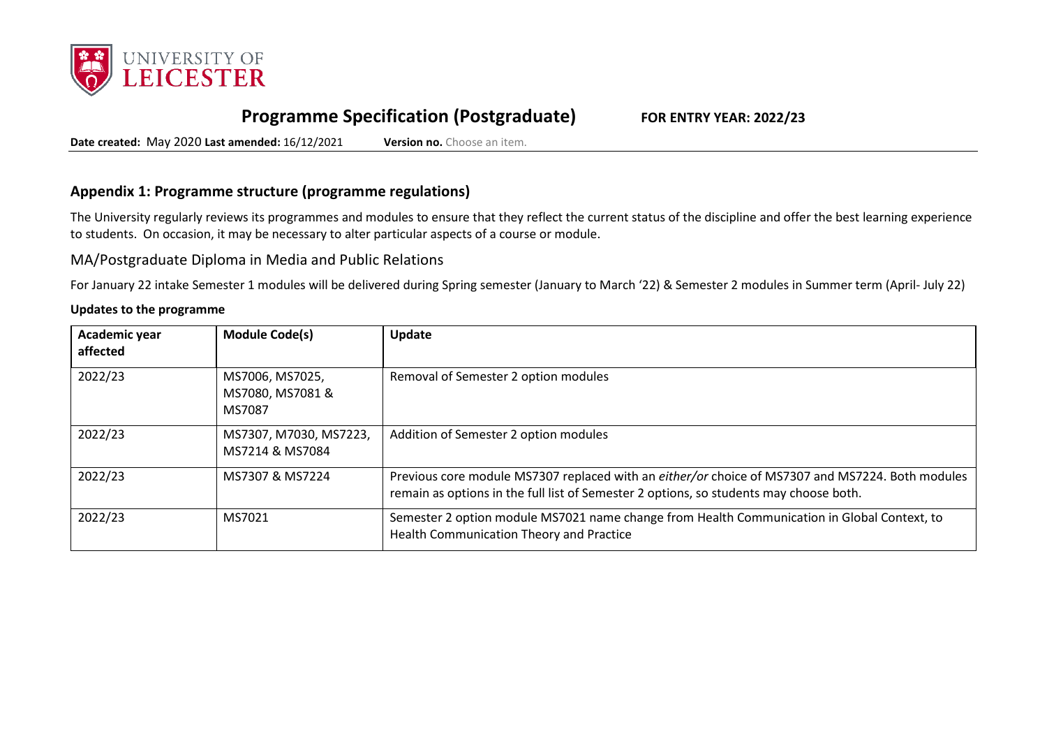# Programme Specification (Postgraduate)

**FOR ENTRY YEAR: 2022/23**

**Date created:** May 2020 **Last amended:** 16/12/2021 **Version no.** Choose an item.

## Appendix 1: Programme structure (programme regulations)

The University regularly reviews its programmes and modules to ensure that they reflect the current status of the discipline and offer the best learning experience to students. On occasion, it may be necessary to alter particular aspects of a course or module.

### MA/Postgraduate Diploma in Media and Public Relations

For January 22 intake Semester 1 modules will be delivered during Spring semester (January to March '22) & Semester 2 modules in Summer term (April- July 22)

**Updates to the programme**

| Academic year affected | Module Code(s) | Update |
|---|---|---|
| 2022/23 | MS7006, MS7025, MS7080, MS7081 & MS7087 | Removal of Semester 2 option modules |
| 2022/23 | MS7307, M7030, MS7223, MS7214 & MS7084 | Addition of Semester 2 option modules |
| 2022/23 | MS7307 & MS7224 | Previous core module MS7307 replaced with an *either/or* choice of MS7307 and MS7224. Both modules remain as options in the full list of Semester 2 options, so students may choose both. |
| 2022/23 | MS7021 | Semester 2 option module MS7021 name change from Health Communication in Global Context, to Health Communication Theory and Practice |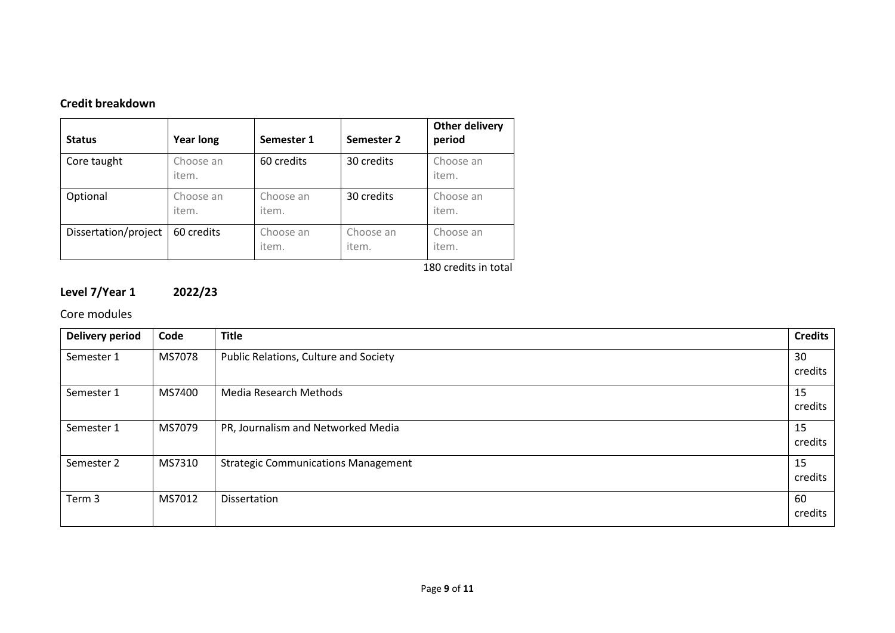## Credit breakdown

| Status | Year long | Semester 1 | Semester 2 | Other delivery period |
|---|---|---|---|---|
| Core taught | Choose an item. | 60 credits | 30 credits | Choose an item. |
| Optional | Choose an item. | Choose an item. | 30 credits | Choose an item. |
| Dissertation/project | 60 credits | Choose an item. | Choose an item. | Choose an item. |

180 credits in total

## Level 7/Year 1 2022/23

### Core modules

| Delivery period | Code | Title | Credits |
|---|---|---|---|
| Semester 1 | MS7078 | Public Relations, Culture and Society | 30 credits |
| Semester 1 | MS7400 | Media Research Methods | 15 credits |
| Semester 1 | MS7079 | PR, Journalism and Networked Media | 15 credits |
| Semester 2 | MS7310 | Strategic Communications Management | 15 credits |
| Term 3 | MS7012 | Dissertation | 60 credits |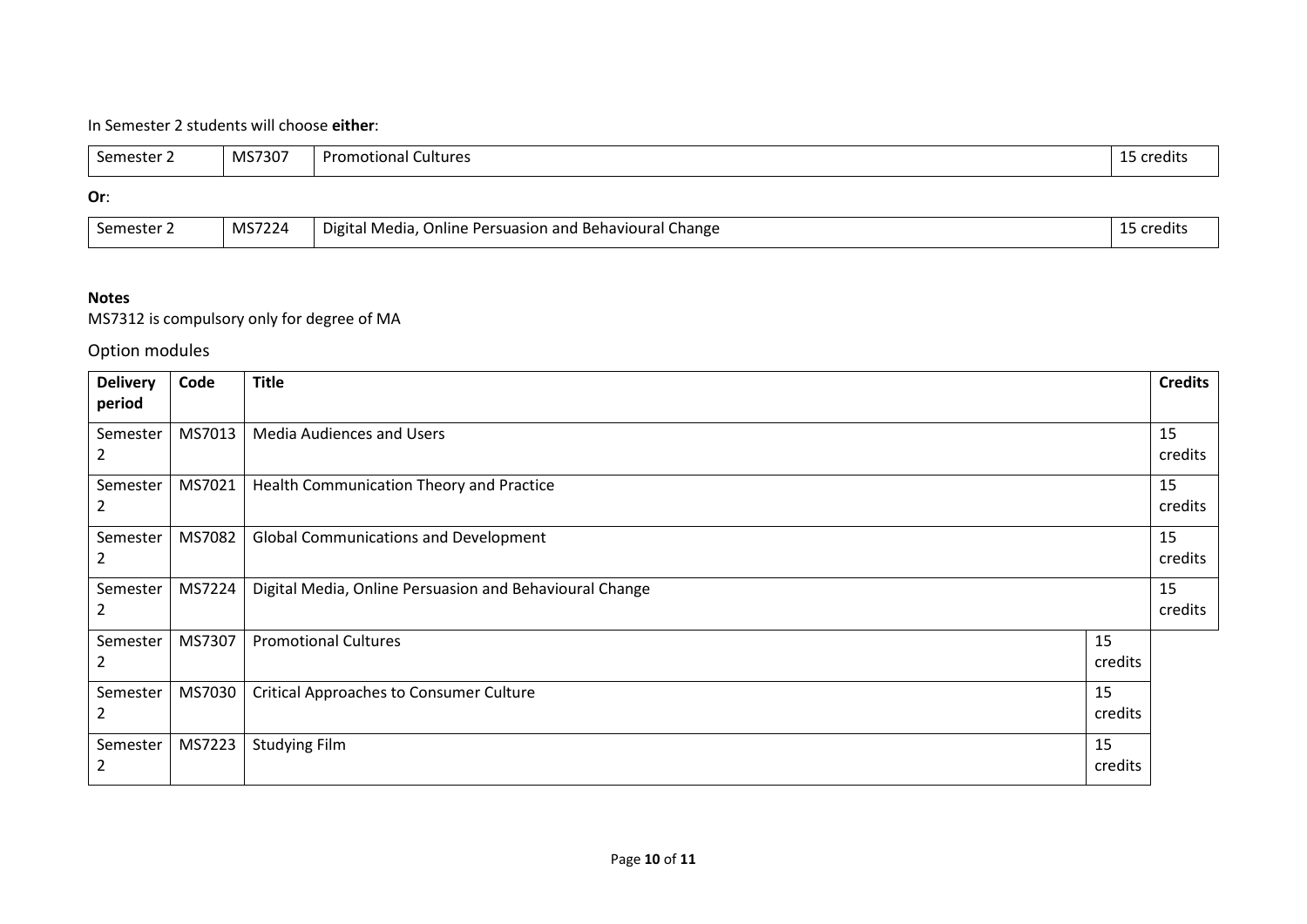In Semester 2 students will choose **either**:

| Semester 2 | MS7307 | Promotional Cultures | 15 credits |
|---|---|---|---|

**Or**:

| Semester 2 | MS7224 | Digital Media, Online Persuasion and Behavioural Change | 15 credits |
|---|---|---|---|

**Notes**
MS7312 is compulsory only for degree of MA

## Option modules

| Delivery period | Code | Title | Credits |
|---|---|---|---|
| Semester 2 | MS7013 | Media Audiences and Users | 15 credits |
| Semester 2 | MS7021 | Health Communication Theory and Practice | 15 credits |
| Semester 2 | MS7082 | Global Communications and Development | 15 credits |
| Semester 2 | MS7224 | Digital Media, Online Persuasion and Behavioural Change | 15 credits |
| Semester 2 | MS7307 | Promotional Cultures | 15 credits |
| Semester 2 | MS7030 | Critical Approaches to Consumer Culture | 15 credits |
| Semester 2 | MS7223 | Studying Film | 15 credits |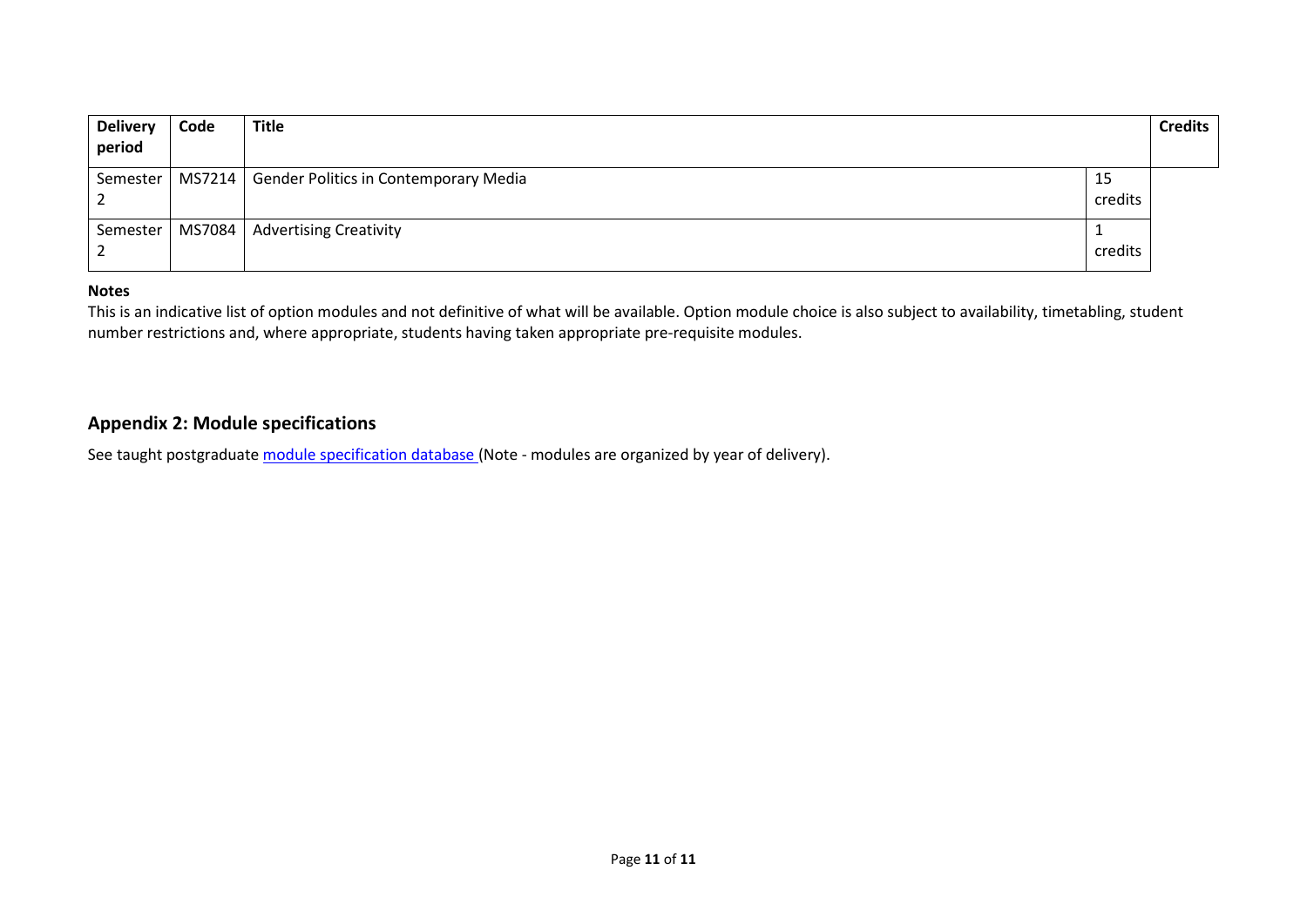| Delivery period | Code | Title | Credits |
|---|---|---|---|
| Semester 2 | MS7214 | Gender Politics in Contemporary Media | 15 credits |
| Semester 2 | MS7084 | Advertising Creativity | 1 credits |

**Notes**

This is an indicative list of option modules and not definitive of what will be available. Option module choice is also subject to availability, timetabling, student number restrictions and, where appropriate, students having taken appropriate pre-requisite modules.

## Appendix 2: Module specifications

See taught postgraduate module specification database (Note - modules are organized by year of delivery).